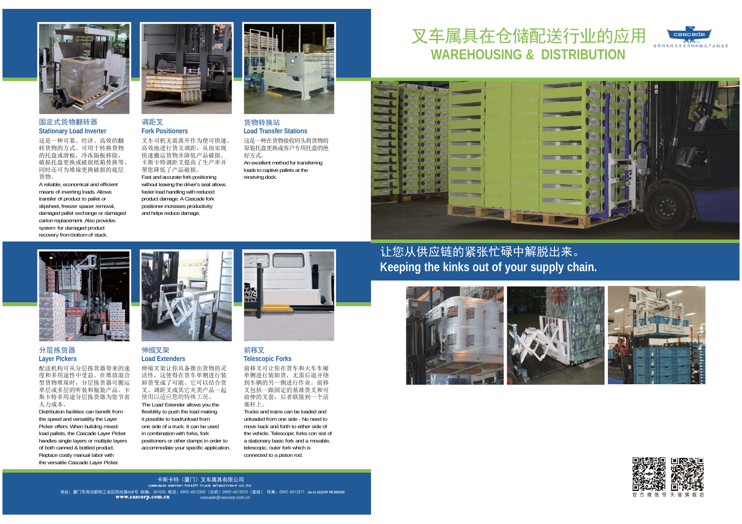# 叉车属具在仓储配送行业的应用

# WAREHOUSING & DISTRIBUTION

cascade

世界领先的叉车专用物料搬运产品制造者

## 让您从供应链的紧张忙碌中解脱出来。

## Keeping the kinks out of your supply chain.

### 固定式货物翻转器
### Stationary Load Inverter

这是一种可靠、经济、高效的翻转货物的方式。可用于转换货物的托盘或滑板，冷冻隔板移除，破损托盘更换或破损纸箱替换等。同时还可为堆垛更换破损的底层货物。

A reliable, economical and efficient means of inverting loads. Allows transfer of product to pallet or slipsheet, freezer spacer removal, damaged pallet exchange or damaged carton replacement. Also provides system for damaged product recovery from bottom of stack.

### 调距叉
### Fork Positioners

叉车司机无需离开作为即可快速、高效地进行货叉调距，从而实现快速搬运货物并降低产品破损。卡斯卡特调距叉提高了生产率并帮您降低了产品破损。

Fast and accurate fork positioning without leaving the driver's seat allows faster load handling with reduced product damage. A Cascade fork positioner increases productivity and helps reduce damage.

### 货物转换站
### Load Transfer Stations

这是一种在货物接收码头将货物的原装托盘更换成客户专用托盘的绝好方式。

An excellent method for transferring loads to captive pallets at the receiving dock.

### 分层拣货器
### Layer Pickers

配送机构可从分层拣货器带来的速度和多用途性中受益。在堆放混合型货物堆垛时，分层拣货器可搬运单层或多层的听装和瓶装产品。卡斯卡特多用途分层拣货器为您节省人力成本。

Distribution facilities can benefit from the speed and versatility the Layer Picker offers. When building mixed-load pallets, the Cascade Layer Picker handles single layers or multiple layers of both canned & bottled product. Replace costly manual labor with the versatile Cascade Layer Picker.

### 伸缩叉架
### Load Extenders

伸缩叉架让你具备推出货物的灵活性，这使得在货车单侧进行装卸货变成了可能。它可以结合货叉、调距叉或其它夹类产品一起使用以适应您的特殊工况。

The Load Extender allows you the flexibility to push the load making it possible to load/unload from one side of a truck. It can be used in combination with forks, fork positioners or other clamps in order to accommodate your specific application.

### 前移叉
### Telescopic Forks

前移叉可让你在货车和火车车厢单侧进行装卸货，无需后退并绕到车辆的另一侧进行作业。前移叉包括一跟固定的基准货叉和可前伸的叉套，后者联接到一个活塞杆上。

Trucks and trains can be loaded and unloaded from one side - No need to move back and forth to either side of the vehicle. Telescopic forks con sist of a stationary basic fork and a movable, telescopic, outer fork which is connected to a piston rod.

---

卡斯卡特（厦门）叉车属具有限公司
cascade xiamen forklift truck attachment co.,ltd

地址：厦门市海沧新阳工业区阳光路668号 邮编：361026 电话：0592-6512500（总机）0592-6512570（直线） 传真：0592-6512571 xm cn 1212747 R0 09/2015

www.cascorp.com.cn cascade@cascorp.com.cn

官方微信号 天猫旗舰店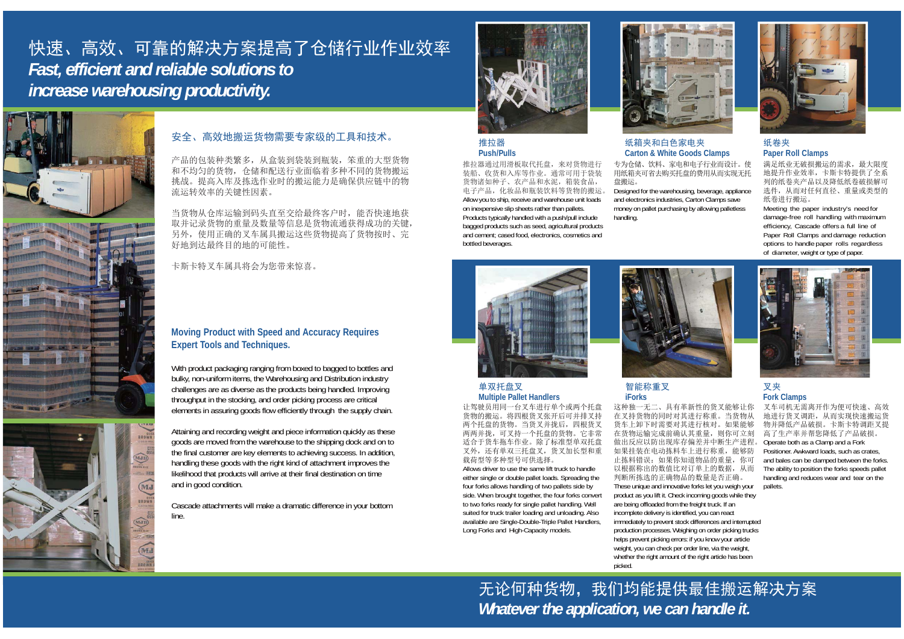# 快速、高效、可靠的解决方案提高了仓储行业作业效率

# *Fast, efficient and reliable solutions to increase warehousing productivity.*

## 安全、高效地搬运货物需要专家级的工具和技术。

产品的包装种类繁多，从盒装到袋装到瓶装，笨重的大型货物和不均匀的货物，仓储和配送行业面临着多种不同的货物搬运挑战。提高入库及拣选作业时的搬运能力是确保供应链中的物流运转效率的关键性因素。

当货物从仓库运输到码头直至交给最终客户时，能否快速地获取并记录货物的重量及数量等信息是货物流通获得成功的关键，另外，使用正确的叉车属具搬运这些货物提高了货物按时、完好地到达最终目的地的可能性。

卡斯卡特叉车属具将会为您带来惊喜。

## Moving Product with Speed and Accuracy Requires Expert Tools and Techniques.

With product packaging ranging from boxed to bagged to bottles and bulky, non-uniform items, the Warehousing and Distribution industry challenges are as diverse as the products being handled. Improving throughput in the stocking, and order picking process are critical elements in assuring goods flow efficiently through the supply chain.

Attaining and recording weight and piece information quickly as these goods are moved from the warehouse to the shipping dock and on to the final customer are key elements to achieving success. In addition, handling these goods with the right kind of attachment improves the likelihood that products will arrive at their final destination on time and in good condition.

Cascade attachments will make a dramatic difference in your bottom line.

### 推拉器
### Push/Pulls

推拉器通过用滑板取代托盘，来对货物进行装船、收货和入库等作业。通常可用于袋装货物诸如种子、农产品和水泥，箱装食品，电子产品，化妆品和瓶装饮料等货物的搬运。

Allow you to ship, receive and warehouse unit loads on inexpensive slip sheets rather than pallets. Products typically handled with a push/pull include bagged products such as seed, agricultural products and cement; cased food, electronics, cosmetics and bottled beverages.

### 纸箱夹和白色家电夹
### Carton & White Goods Clamps

专为仓储、饮料、家电和电子行业而设计。使用纸箱夹可省去购买托盘的费用从而实现无托盘搬运。

Designed for the warehousing, beverage, appliance and electronics industries, Carton Clamps save money on pallet purchasing by allowing palletless handling.

### 纸卷夹
### Paper Roll Clamps

满足纸业无破损搬运的需求，最大限度地提升作业效率，卡斯卡特提供了全系列的纸卷夹产品以及降低纸卷破损解可选件，从而对任何直径、重量或类型的纸卷进行搬运。

Meeting the paper industry's need for damage-free roll handling with maximum efficiency, Cascade offers a full line of Paper Roll Clamps and damage reduction options to handle paper rolls regardless of diameter, weight or type of paper.

### 单双托盘叉
### Multiple Pallet Handlers

让驾驶员用同一台叉车进行单个或两个托盘货物的搬运。将四根货叉张开后可并排叉持两个托盘的货物。当货叉并拢后，四根货叉两两并拢，可叉持一个托盘的货物。它非常适合于货车拖车作业。除了标准型单双托盘叉外，还有单双三托盘叉，货叉加长型和重载荷型等多种型号可供选择。

Allows driver to use the same lift truck to handle either single or double pallet loads. Spreading the four forks allows handling of two pallets side by side. When brought together, the four forks convert to two forks ready for single pallet handling. Well suited for truck trailer loading and unloading. Also available are Single-Double-Triple Pallet Handlers, Long Forks and High-Capacity models.

### 智能称重叉
### iForks

这种独一无二、具有革新性的货叉能够让你在叉持货物的同时对其进行称重。当货物从货车上卸下时需要对其进行核对。如果能够在货物运输完成前确认其重量，则你可立刻做出反应以防出现库存偏差并中断生产进程。如果挂装在电动拣料车上进行称重，能够防止拣料错误：如果你知道物品的重量，你可以根据称出的数值比对订单上的数据，从而判断所拣选的正确物品的数量是否正确。

These unique and innovative forks let you weigh your product as you lift it. Check incoming goods while they are being offloaded from the freight truck. If an incomplete delivery is identified, you can react immediately to prevent stock differences and interrupted production processes. Weighing on order picking trucks helps prevent picking errors: if you know your article weight, you can check per order line, via the weight, whether the right amount of the right article has been picked.

### 叉夹
### Fork Clamps

叉车司机无需离开作为便可快速、高效地进行货叉调距，从而实现快速搬运货物并降低产品破损。卡斯卡特调距叉提高了生产率并帮您降低了产品破损。

Operate both as a Clamp and a Fork Positioner. Awkward loads, such as crates, and bales can be clamped between the forks. The ability to position the forks speeds pallet handling and reduces wear and tear on the pallets.

# 无论何种货物，我们均能提供最佳搬运解决方案

# *Whatever the application, we can handle it.*